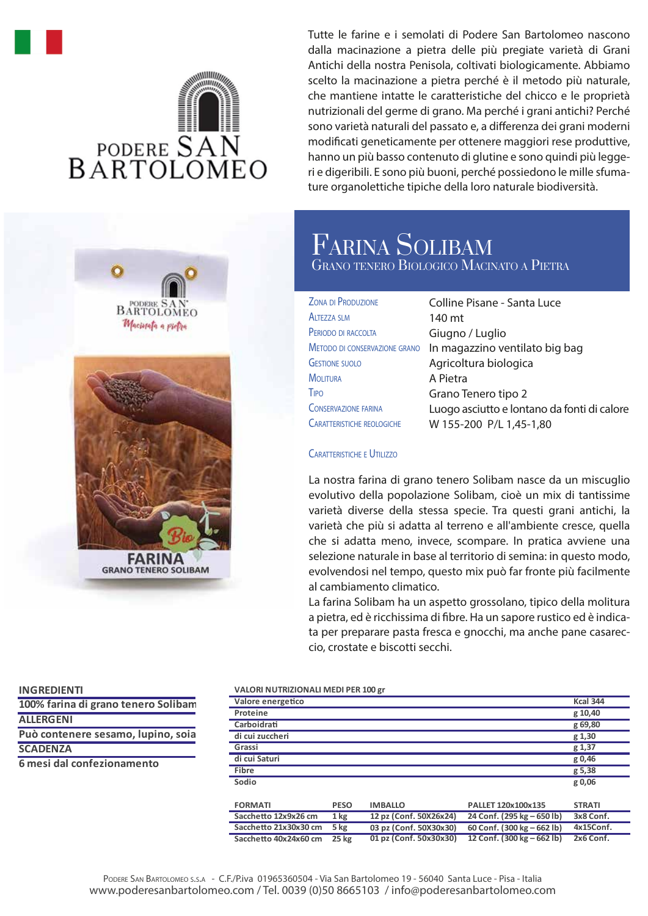PODERE SAN BARTOLOMEO

Tutte le farine e i semolati di Podere San Bartolomeo nascono dalla macinazione a pietra delle più pregiate varietà di Grani Antichi della nostra Penisola, coltivati biologicamente. Abbiamo scelto la macinazione a pietra perché è il metodo più naturale, che mantiene intatte le caratteristiche del chicco e le proprietà nutrizionali del germe di grano. Ma perché i grani antichi? Perché sono varietà naturali del passato e, a differenza dei grani moderni modificati geneticamente per ottenere maggiori rese produttive, hanno un più basso contenuto di glutine e sono quindi più leggeri e digeribili. E sono più buoni, perché possiedono le mille sfumature organolettiche tipiche della loro naturale biodiversità.

# Farina Solibam

## Grano tenero Biologico Macinato a Pietra

| | |
|---|---|
| Zona di Produzione | Colline Pisane - Santa Luce |
| Altezza SLM | 140 mt |
| Periodo di raccolta | Giugno / Luglio |
| Metodo di conservazione grano | In magazzino ventilato big bag |
| Gestione suolo | Agricoltura biologica |
| Molitura | A Pietra |
| Tipo | Grano Tenero tipo 2 |
| Conservazione farina | Luogo asciutto e lontano da fonti di calore |
| Caratteristiche reologiche | W 155-200 P/L 1,45-1,80 |

### Caratteristiche e Utilizzo

La nostra farina di grano tenero Solibam nasce da un miscuglio evolutivo della popolazione Solibam, cioè un mix di tantissime varietà diverse della stessa specie. Tra questi grani antichi, la varietà che più si adatta al terreno e all'ambiente cresce, quella che si adatta meno, invece, scompare. In pratica avviene una selezione naturale in base al territorio di semina: in questo modo, evolvendosi nel tempo, questo mix può far fronte più facilmente al cambiamento climatico.

La farina Solibam ha un aspetto grossolano, tipico della molitura a pietra, ed è ricchissima di fibre. Ha un sapore rustico ed è indicata per preparare pasta fresca e gnocchi, ma anche pane casareccio, crostate e biscotti secchi.

**INGREDIENTI**
100% farina di grano tenero Solibam

**ALLERGENI**
Può contenere sesamo, lupino, soia

**SCADENZA**
6 mesi dal confezionamento

| VALORI NUTRIZIONALI MEDI PER 100 gr | |
|---|---|
| Valore energetico | Kcal 344 |
| Proteine | g 10,40 |
| Carboidrati | g 69,80 |
| di cui zuccheri | g 1,30 |
| Grassi | g 1,37 |
| di cui Saturi | g 0,46 |
| Fibre | g 5,38 |
| Sodio | g 0,06 |

| FORMATI | PESO | IMBALLO | PALLET 120x100x135 | STRATI |
|---|---|---|---|---|
| Sacchetto 12x9x26 cm | 1 kg | 12 pz (Conf. 50X26x24) | 24 Conf. (295 kg – 650 lb) | 3x8 Conf. |
| Sacchetto 21x30x30 cm | 5 kg | 03 pz (Conf. 50X30x30) | 60 Conf. (300 kg – 662 lb) | 4x15Conf. |
| Sacchetto 40x24x60 cm | 25 kg | 01 pz (Conf. 50x30x30) | 12 Conf. (300 kg – 662 lb) | 2x6 Conf. |

Podere San Bartolomeo s.s.a - C.F./P.iva 01965360504 - Via San Bartolomeo 19 - 56040 Santa Luce - Pisa - Italia
www.poderesanbartolomeo.com / Tel. 0039 (0)50 8665103 / info@poderesanbartolomeo.com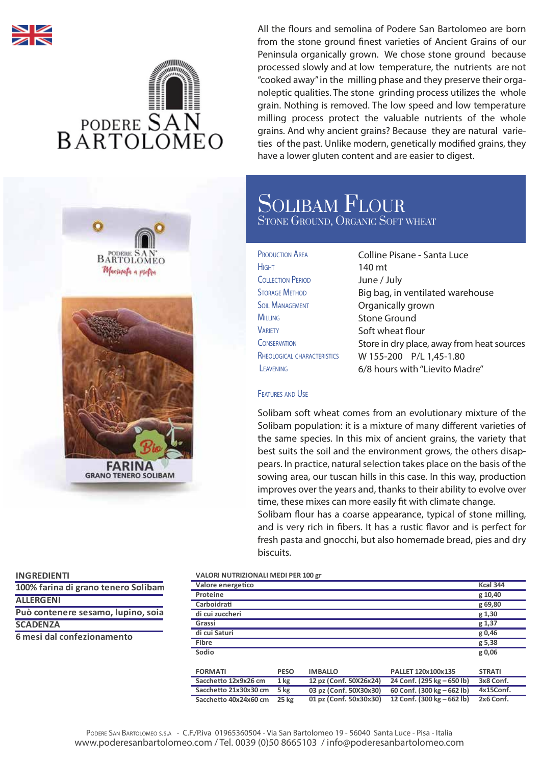PODERE SAN BARTOLOMEO

All the flours and semolina of Podere San Bartolomeo are born from the stone ground finest varieties of Ancient Grains of our Peninsula organically grown. We chose stone ground because processed slowly and at low temperature, the nutrients are not "cooked away" in the milling phase and they preserve their organoleptic qualities. The stone grinding process utilizes the whole grain. Nothing is removed. The low speed and low temperature milling process protect the valuable nutrients of the whole grains. And why ancient grains? Because they are natural varieties of the past. Unlike modern, genetically modified grains, they have a lower gluten content and are easier to digest.

# Solibam Flour

## Stone Ground, Organic Soft Wheat

| | |
|---|---|
| Production Area | Colline Pisane - Santa Luce |
| Hight | 140 mt |
| Collection Period | June / July |
| Storage Method | Big bag, in ventilated warehouse |
| Soil Management | Organically grown |
| Milling | Stone Ground |
| Variety | Soft wheat flour |
| Conservation | Store in dry place, away from heat sources |
| Rheological characteristics | W 155-200 P/L 1,45-1.80 |
| Leavening | 6/8 hours with "Lievito Madre" |

### Features and Use

Solibam soft wheat comes from an evolutionary mixture of the Solibam population: it is a mixture of many different varieties of the same species. In this mix of ancient grains, the variety that best suits the soil and the environment grows, the others disappears. In practice, natural selection takes place on the basis of the sowing area, our tuscan hills in this case. In this way, production improves over the years and, thanks to their ability to evolve over time, these mixes can more easily fit with climate change.

Solibam flour has a coarse appearance, typical of stone milling, and is very rich in fibers. It has a rustic flavor and is perfect for fresh pasta and gnocchi, but also homemade bread, pies and dry biscuits.

**INGREDIENTI**

100% farina di grano tenero Solibam

**ALLERGENI**

Può contenere sesamo, lupino, soia

**SCADENZA**

6 mesi dal confezionamento

**VALORI NUTRIZIONALI MEDI PER 100 gr**

| | |
|---|---|
| Valore energetico | Kcal 344 |
| Proteine | g 10,40 |
| Carboidrati | g 69,80 |
| di cui zuccheri | g 1,30 |
| Grassi | g 1,37 |
| di cui Saturi | g 0,46 |
| Fibre | g 5,38 |
| Sodio | g 0,06 |

| FORMATI | PESO | IMBALLO | PALLET 120x100x135 | STRATI |
|---|---|---|---|---|
| Sacchetto 12x9x26 cm | 1 kg | 12 pz (Conf. 50X26x24) | 24 Conf. (295 kg – 650 lb) | 3x8 Conf. |
| Sacchetto 21x30x30 cm | 5 kg | 03 pz (Conf. 50X30x30) | 60 Conf. (300 kg – 662 lb) | 4x15Conf. |
| Sacchetto 40x24x60 cm | 25 kg | 01 pz (Conf. 50x30x30) | 12 Conf. (300 kg – 662 lb) | 2x6 Conf. |

Podere San Bartolomeo s.s.a - C.F./P.iva 01965360504 - Via San Bartolomeo 19 - 56040 Santa Luce - Pisa - Italia
www.poderesanbartolomeo.com / Tel. 0039 (0)50 8665103 / info@poderesanbartolomeo.com